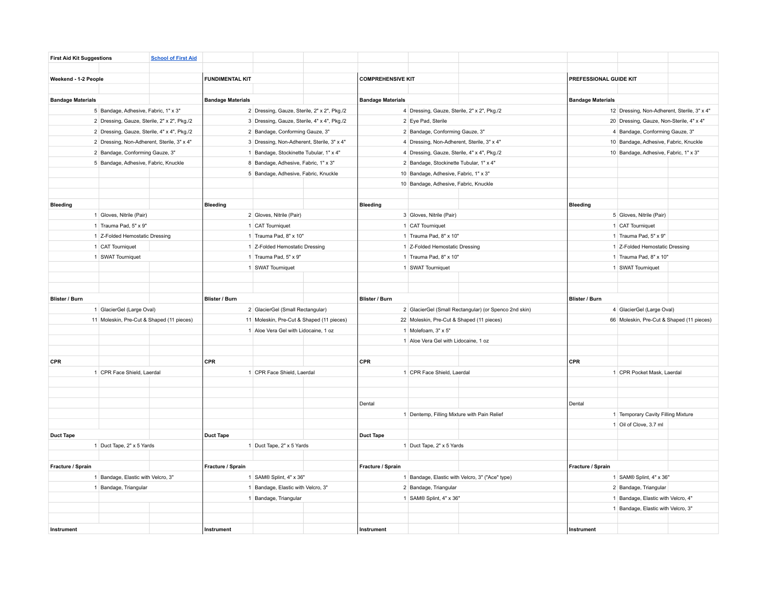| | | | | | | | |
|---|---|---|---|---|---|---|---|
| **First Aid Kit Suggestions** | [School of First Aid]() | | | | | | |
| **Weekend - 1-2 People** | | **FUNDIMENTAL KIT** | | **COMPREHENSIVE KIT** | | **PREFESSIONAL GUIDE KIT** | |
| **Bandage Materials** | | **Bandage Materials** | | **Bandage Materials** | | **Bandage Materials** | |
| 5 | Bandage, Adhesive, Fabric, 1" x 3" | 2 | Dressing, Gauze, Sterile, 2" x 2", Pkg./2 | 4 | Dressing, Gauze, Sterile, 2" x 2", Pkg./2 | 12 | Dressing, Non-Adherent, Sterile, 3" x 4" |
| 2 | Dressing, Gauze, Sterile, 2" x 2", Pkg./2 | 3 | Dressing, Gauze, Sterile, 4" x 4", Pkg./2 | 2 | Eye Pad, Sterile | 20 | Dressing, Gauze, Non-Sterile, 4" x 4" |
| 2 | Dressing, Gauze, Sterile, 4" x 4", Pkg./2 | 2 | Bandage, Conforming Gauze, 3" | 2 | Bandage, Conforming Gauze, 3" | 4 | Bandage, Conforming Gauze, 3" |
| 2 | Dressing, Non-Adherent, Sterile, 3" x 4" | 3 | Dressing, Non-Adherent, Sterile, 3" x 4" | 4 | Dressing, Non-Adherent, Sterile, 3" x 4" | 10 | Bandage, Adhesive, Fabric, Knuckle |
| 2 | Bandage, Conforming Gauze, 3" | 1 | Bandage, Stockinette Tubular, 1" x 4" | 4 | Dressing, Gauze, Sterile, 4" x 4", Pkg./2 | 10 | Bandage, Adhesive, Fabric, 1" x 3" |
| 5 | Bandage, Adhesive, Fabric, Knuckle | 8 | Bandage, Adhesive, Fabric, 1" x 3" | 2 | Bandage, Stockinette Tubular, 1" x 4" | | |
| | | 5 | Bandage, Adhesive, Fabric, Knuckle | 10 | Bandage, Adhesive, Fabric, 1" x 3" | | |
| | | | | 10 | Bandage, Adhesive, Fabric, Knuckle | | |
| **Bleeding** | | **Bleeding** | | **Bleeding** | | **Bleeding** | |
| 1 | Gloves, Nitrile (Pair) | 2 | Gloves, Nitrile (Pair) | 3 | Gloves, Nitrile (Pair) | 5 | Gloves, Nitrile (Pair) |
| 1 | Trauma Pad, 5" x 9" | 1 | CAT Tourniquet | 1 | CAT Tourniquet | 1 | CAT Tourniquet |
| 1 | Z-Folded Hemostatic Dressing | 1 | Trauma Pad, 8" x 10" | 1 | Trauma Pad, 8" x 10" | 1 | Trauma Pad, 5" x 9" |
| 1 | CAT Tourniquet | 1 | Z-Folded Hemostatic Dressing | 1 | Z-Folded Hemostatic Dressing | 1 | Z-Folded Hemostatic Dressing |
| 1 | SWAT Tourniquet | 1 | Trauma Pad, 5" x 9" | 1 | Trauma Pad, 8" x 10" | 1 | Trauma Pad, 8" x 10" |
| | | 1 | SWAT Tourniquet | 1 | SWAT Tourniquet | 1 | SWAT Tourniquet |
| **Blister / Burn** | | **Blister / Burn** | | **Blister / Burn** | | **Blister / Burn** | |
| 1 | GlacierGel (Large Oval) | 2 | GlacierGel (Small Rectangular) | 2 | GlacierGel (Small Rectangular) (or Spenco 2nd skin) | 4 | GlacierGel (Large Oval) |
| 11 | Moleskin, Pre-Cut & Shaped (11 pieces) | 11 | Moleskin, Pre-Cut & Shaped (11 pieces) | 22 | Moleskin, Pre-Cut & Shaped (11 pieces) | 66 | Moleskin, Pre-Cut & Shaped (11 pieces) |
| | | 1 | Aloe Vera Gel with Lidocaine, 1 oz | 1 | Molefoam, 3" x 5" | | |
| | | | | 1 | Aloe Vera Gel with Lidocaine, 1 oz | | |
| **CPR** | | **CPR** | | **CPR** | | **CPR** | |
| 1 | CPR Face Shield, Laerdal | 1 | CPR Face Shield, Laerdal | 1 | CPR Face Shield, Laerdal | 1 | CPR Pocket Mask, Laerdal |
| | | | | Dental | | Dental | |
| | | | | 1 | Dentemp, Filling Mixture with Pain Relief | 1 | Temporary Cavity Filling Mixture |
| | | | | | | 1 | Oil of Clove, 3.7 ml |
| **Duct Tape** | | **Duct Tape** | | **Duct Tape** | | | |
| 1 | Duct Tape, 2" x 5 Yards | 1 | Duct Tape, 2" x 5 Yards | 1 | Duct Tape, 2" x 5 Yards | | |
| **Fracture / Sprain** | | **Fracture / Sprain** | | **Fracture / Sprain** | | **Fracture / Sprain** | |
| 1 | Bandage, Elastic with Velcro, 3" | 1 | SAM® Splint, 4" x 36" | 1 | Bandage, Elastic with Velcro, 3" ("Ace" type) | 1 | SAM® Splint, 4" x 36" |
| 1 | Bandage, Triangular | 1 | Bandage, Elastic with Velcro, 3" | 2 | Bandage, Triangular | 2 | Bandage, Triangular |
| | | 1 | Bandage, Triangular | 1 | SAM® Splint, 4" x 36" | 1 | Bandage, Elastic with Velcro, 4" |
| | | | | | | 1 | Bandage, Elastic with Velcro, 3" |
| **Instrument** | | **Instrument** | | **Instrument** | | **Instrument** | |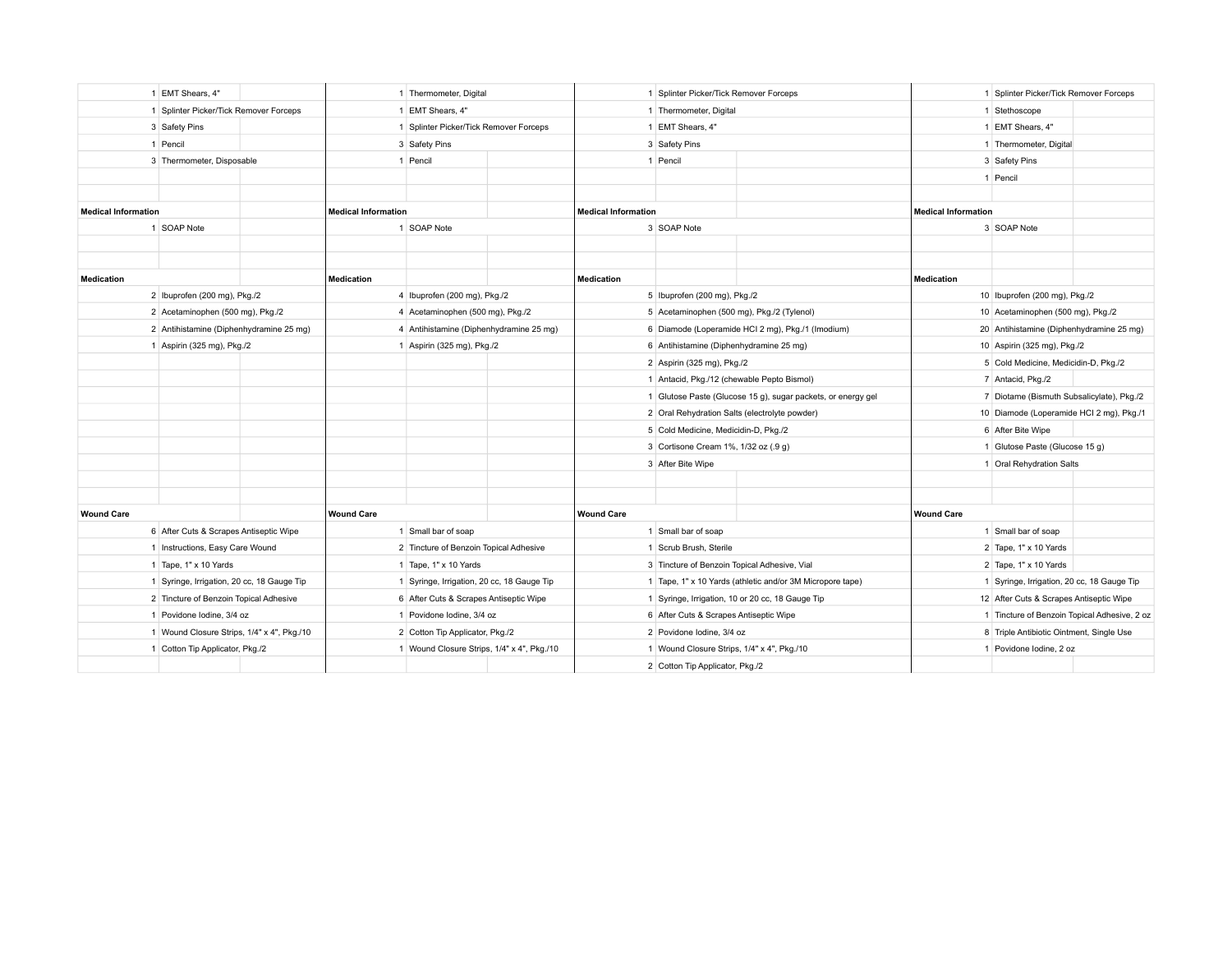| | | | | | | | | | | | |
|---|---|---|---|---|---|---|---|---|---|---|---|
| 1 | EMT Shears, 4" | | 1 | Thermometer, Digital | | 1 | Splinter Picker/Tick Remover Forceps | | 1 | Splinter Picker/Tick Remover Forceps | |
| 1 | Splinter Picker/Tick Remover Forceps | | 1 | EMT Shears, 4" | | 1 | Thermometer, Digital | | 1 | Stethoscope | |
| 3 | Safety Pins | | 1 | Splinter Picker/Tick Remover Forceps | | 1 | EMT Shears, 4" | | 1 | EMT Shears, 4" | |
| 1 | Pencil | | 3 | Safety Pins | | 3 | Safety Pins | | 1 | Thermometer, Digital | |
| 3 | Thermometer, Disposable | | 1 | Pencil | | 1 | Pencil | | 3 | Safety Pins | |
| | | | | | | | | | 1 | Pencil | |
| | | | | | | | | | | | |
| **Medical Information** | | | **Medical Information** | | | **Medical Information** | | | **Medical Information** | | |
| 1 | SOAP Note | | 1 | SOAP Note | | 3 | SOAP Note | | 3 | SOAP Note | |
| | | | | | | | | | | | |
| | | | | | | | | | | | |
| **Medication** | | | **Medication** | | | **Medication** | | | **Medication** | | |
| 2 | Ibuprofen (200 mg), Pkg./2 | | 4 | Ibuprofen (200 mg), Pkg./2 | | 5 | Ibuprofen (200 mg), Pkg./2 | | 10 | Ibuprofen (200 mg), Pkg./2 | |
| 2 | Acetaminophen (500 mg), Pkg./2 | | 4 | Acetaminophen (500 mg), Pkg./2 | | 5 | Acetaminophen (500 mg), Pkg./2 (Tylenol) | | 10 | Acetaminophen (500 mg), Pkg./2 | |
| 2 | Antihistamine (Diphenhydramine 25 mg) | | 4 | Antihistamine (Diphenhydramine 25 mg) | | 6 | Diamode (Loperamide HCl 2 mg), Pkg./1 (Imodium) | | 20 | Antihistamine (Diphenhydramine 25 mg) | |
| 1 | Aspirin (325 mg), Pkg./2 | | 1 | Aspirin (325 mg), Pkg./2 | | 6 | Antihistamine (Diphenhydramine 25 mg) | | 10 | Aspirin (325 mg), Pkg./2 | |
| | | | | | | 2 | Aspirin (325 mg), Pkg./2 | | 5 | Cold Medicine, Medicidin-D, Pkg./2 | |
| | | | | | | 1 | Antacid, Pkg./12 (chewable Pepto Bismol) | | 7 | Antacid, Pkg./2 | |
| | | | | | | 1 | Glutose Paste (Glucose 15 g), sugar packets, or energy gel | | 7 | Diotame (Bismuth Subsalicylate), Pkg./2 | |
| | | | | | | 2 | Oral Rehydration Salts (electrolyte powder) | | 10 | Diamode (Loperamide HCl 2 mg), Pkg./1 | |
| | | | | | | 5 | Cold Medicine, Medicidin-D, Pkg./2 | | 6 | After Bite Wipe | |
| | | | | | | 3 | Cortisone Cream 1%, 1/32 oz (.9 g) | | 1 | Glutose Paste (Glucose 15 g) | |
| | | | | | | 3 | After Bite Wipe | | 1 | Oral Rehydration Salts | |
| | | | | | | | | | | | |
| | | | | | | | | | | | |
| **Wound Care** | | | **Wound Care** | | | **Wound Care** | | | **Wound Care** | | |
| 6 | After Cuts & Scrapes Antiseptic Wipe | | 1 | Small bar of soap | | 1 | Small bar of soap | | 1 | Small bar of soap | |
| 1 | Instructions, Easy Care Wound | | 2 | Tincture of Benzoin Topical Adhesive | | 1 | Scrub Brush, Sterile | | 2 | Tape, 1" x 10 Yards | |
| 1 | Tape, 1" x 10 Yards | | 1 | Tape, 1" x 10 Yards | | 3 | Tincture of Benzoin Topical Adhesive, Vial | | 2 | Tape, 1" x 10 Yards | |
| 1 | Syringe, Irrigation, 20 cc, 18 Gauge Tip | | 1 | Syringe, Irrigation, 20 cc, 18 Gauge Tip | | 1 | Tape, 1" x 10 Yards (athletic and/or 3M Micropore tape) | | 1 | Syringe, Irrigation, 20 cc, 18 Gauge Tip | |
| 2 | Tincture of Benzoin Topical Adhesive | | 6 | After Cuts & Scrapes Antiseptic Wipe | | 1 | Syringe, Irrigation, 10 or 20 cc, 18 Gauge Tip | | 12 | After Cuts & Scrapes Antiseptic Wipe | |
| 1 | Povidone Iodine, 3/4 oz | | 1 | Povidone Iodine, 3/4 oz | | 6 | After Cuts & Scrapes Antiseptic Wipe | | 1 | Tincture of Benzoin Topical Adhesive, 2 oz | |
| 1 | Wound Closure Strips, 1/4" x 4", Pkg./10 | | 2 | Cotton Tip Applicator, Pkg./2 | | 2 | Povidone Iodine, 3/4 oz | | 8 | Triple Antibiotic Ointment, Single Use | |
| 1 | Cotton Tip Applicator, Pkg./2 | | 1 | Wound Closure Strips, 1/4" x 4", Pkg./10 | | 1 | Wound Closure Strips, 1/4" x 4", Pkg./10 | | 1 | Povidone Iodine, 2 oz | |
| | | | | | | 2 | Cotton Tip Applicator, Pkg./2 | | | | |